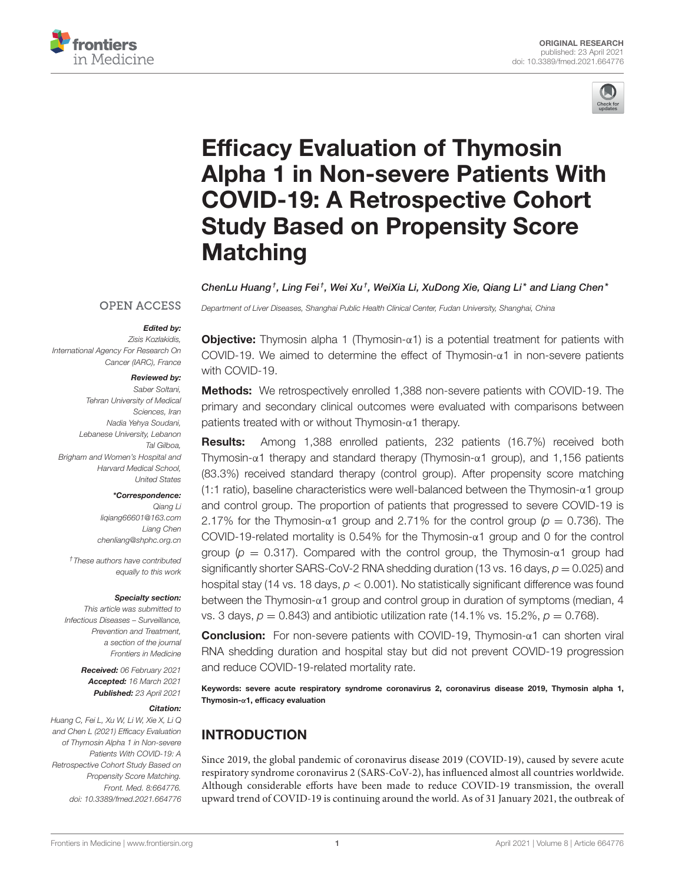ORIGINAL RESEARCH
published: 23 April 2021
doi: 10.3389/fmed.2021.664776

# Efficacy Evaluation of Thymosin Alpha 1 in Non-severe Patients With COVID-19: A Retrospective Cohort Study Based on Propensity Score Matching

ChenLu Huang[†], Ling Fei[†], Wei Xu[†], WeiXia Li, XuDong Xie, Qiang Li[*] and Liang Chen[*]

*Department of Liver Diseases, Shanghai Public Health Clinical Center, Fudan University, Shanghai, China*

OPEN ACCESS

***Edited by:***
*Zisis Kozlakidis, International Agency For Research On Cancer (IARC), France*

***Reviewed by:***
*Saber Soltani, Tehran University of Medical Sciences, Iran*
*Nadia Yehya Soudani, Lebanese University, Lebanon*
*Tal Gilboa, Brigham and Women's Hospital and Harvard Medical School, United States*

***\*Correspondence:***
*Qiang Li*
*liqiang66601@163.com*
*Liang Chen*
*chenliang@shphc.org.cn*

*[†]These authors have contributed equally to this work*

***Specialty section:***
*This article was submitted to Infectious Diseases – Surveillance, Prevention and Treatment, a section of the journal Frontiers in Medicine*

***Received:*** *06 February 2021*
***Accepted:*** *16 March 2021*
***Published:*** *23 April 2021*

***Citation:***
*Huang C, Fei L, Xu W, Li W, Xie X, Li Q and Chen L (2021) Efficacy Evaluation of Thymosin Alpha 1 in Non-severe Patients With COVID-19: A Retrospective Cohort Study Based on Propensity Score Matching. Front. Med. 8:664776. doi: 10.3389/fmed.2021.664776*

**Objective:** Thymosin alpha 1 (Thymosin-α1) is a potential treatment for patients with COVID-19. We aimed to determine the effect of Thymosin-α1 in non-severe patients with COVID-19.

**Methods:** We retrospectively enrolled 1,388 non-severe patients with COVID-19. The primary and secondary clinical outcomes were evaluated with comparisons between patients treated with or without Thymosin-α1 therapy.

**Results:** Among 1,388 enrolled patients, 232 patients (16.7%) received both Thymosin-α1 therapy and standard therapy (Thymosin-α1 group), and 1,156 patients (83.3%) received standard therapy (control group). After propensity score matching (1:1 ratio), baseline characteristics were well-balanced between the Thymosin-α1 group and control group. The proportion of patients that progressed to severe COVID-19 is 2.17% for the Thymosin-α1 group and 2.71% for the control group ($p = 0.736$). The COVID-19-related mortality is 0.54% for the Thymosin-α1 group and 0 for the control group ($p = 0.317$). Compared with the control group, the Thymosin-α1 group had significantly shorter SARS-CoV-2 RNA shedding duration (13 vs. 16 days, $p = 0.025$) and hospital stay (14 vs. 18 days, $p < 0.001$). No statistically significant difference was found between the Thymosin-α1 group and control group in duration of symptoms (median, 4 vs. 3 days, $p = 0.843$) and antibiotic utilization rate (14.1% vs. 15.2%, $p = 0.768$).

**Conclusion:** For non-severe patients with COVID-19, Thymosin-α1 can shorten viral RNA shedding duration and hospital stay but did not prevent COVID-19 progression and reduce COVID-19-related mortality rate.

**Keywords: severe acute respiratory syndrome coronavirus 2, coronavirus disease 2019, Thymosin alpha 1, Thymosin-α1, efficacy evaluation**

## INTRODUCTION

Since 2019, the global pandemic of coronavirus disease 2019 (COVID-19), caused by severe acute respiratory syndrome coronavirus 2 (SARS-CoV-2), has influenced almost all countries worldwide. Although considerable efforts have been made to reduce COVID-19 transmission, the overall upward trend of COVID-19 is continuing around the world. As of 31 January 2021, the outbreak of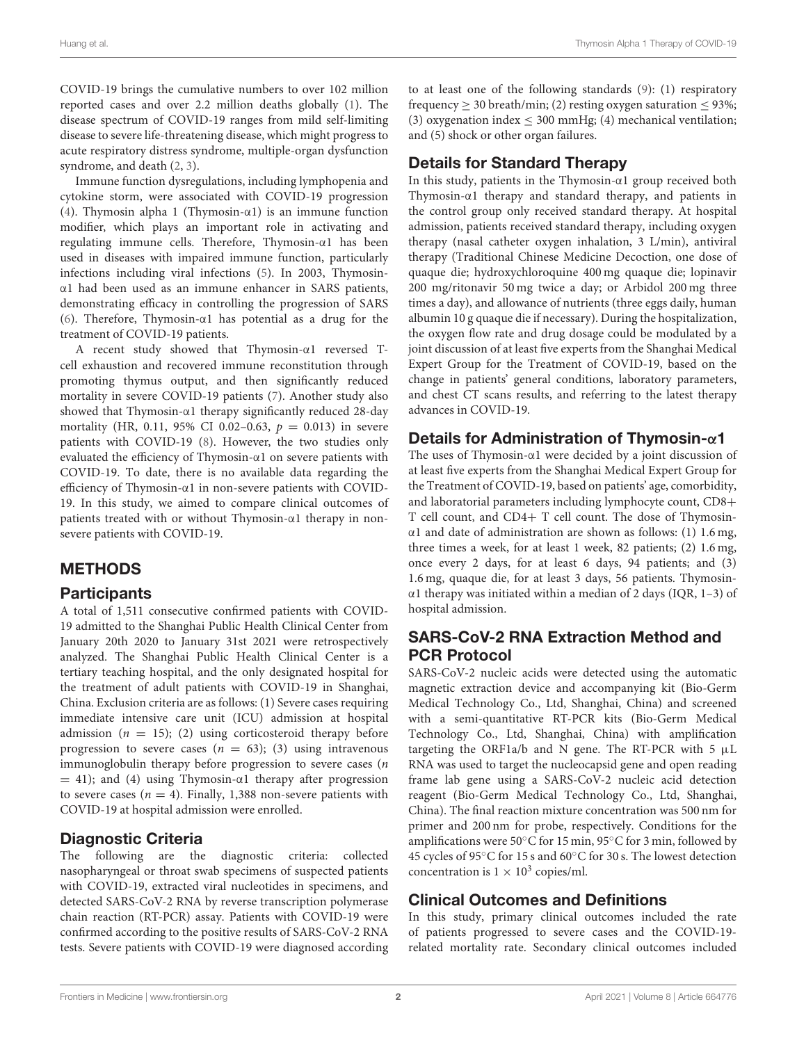COVID-19 brings the cumulative numbers to over 102 million reported cases and over 2.2 million deaths globally (1). The disease spectrum of COVID-19 ranges from mild self-limiting disease to severe life-threatening disease, which might progress to acute respiratory distress syndrome, multiple-organ dysfunction syndrome, and death (2, 3).

Immune function dysregulations, including lymphopenia and cytokine storm, were associated with COVID-19 progression (4). Thymosin alpha 1 (Thymosin-α1) is an immune function modifier, which plays an important role in activating and regulating immune cells. Therefore, Thymosin-α1 has been used in diseases with impaired immune function, particularly infections including viral infections (5). In 2003, Thymosin-α1 had been used as an immune enhancer in SARS patients, demonstrating efficacy in controlling the progression of SARS (6). Therefore, Thymosin-α1 has potential as a drug for the treatment of COVID-19 patients.

A recent study showed that Thymosin-α1 reversed T-cell exhaustion and recovered immune reconstitution through promoting thymus output, and then significantly reduced mortality in severe COVID-19 patients (7). Another study also showed that Thymosin-α1 therapy significantly reduced 28-day mortality (HR, 0.11, 95% CI 0.02–0.63, $p = 0.013$) in severe patients with COVID-19 (8). However, the two studies only evaluated the efficiency of Thymosin-α1 on severe patients with COVID-19. To date, there is no available data regarding the efficiency of Thymosin-α1 in non-severe patients with COVID-19. In this study, we aimed to compare clinical outcomes of patients treated with or without Thymosin-α1 therapy in non-severe patients with COVID-19.

# METHODS

## Participants

A total of 1,511 consecutive confirmed patients with COVID-19 admitted to the Shanghai Public Health Clinical Center from January 20th 2020 to January 31st 2021 were retrospectively analyzed. The Shanghai Public Health Clinical Center is a tertiary teaching hospital, and the only designated hospital for the treatment of adult patients with COVID-19 in Shanghai, China. Exclusion criteria are as follows: (1) Severe cases requiring immediate intensive care unit (ICU) admission at hospital admission ($n = 15$); (2) using corticosteroid therapy before progression to severe cases ($n = 63$); (3) using intravenous immunoglobulin therapy before progression to severe cases ($n = 41$); and (4) using Thymosin-α1 therapy after progression to severe cases ($n = 4$). Finally, 1,388 non-severe patients with COVID-19 at hospital admission were enrolled.

## Diagnostic Criteria

The following are the diagnostic criteria: collected nasopharyngeal or throat swab specimens of suspected patients with COVID-19, extracted viral nucleotides in specimens, and detected SARS-CoV-2 RNA by reverse transcription polymerase chain reaction (RT-PCR) assay. Patients with COVID-19 were confirmed according to the positive results of SARS-CoV-2 RNA tests. Severe patients with COVID-19 were diagnosed according to at least one of the following standards (9): (1) respiratory frequency ≥ 30 breath/min; (2) resting oxygen saturation ≤ 93%; (3) oxygenation index ≤ 300 mmHg; (4) mechanical ventilation; and (5) shock or other organ failures.

## Details for Standard Therapy

In this study, patients in the Thymosin-α1 group received both Thymosin-α1 therapy and standard therapy, and patients in the control group only received standard therapy. At hospital admission, patients received standard therapy, including oxygen therapy (nasal catheter oxygen inhalation, 3 L/min), antiviral therapy (Traditional Chinese Medicine Decoction, one dose of quaque die; hydroxychloroquine 400 mg quaque die; lopinavir 200 mg/ritonavir 50 mg twice a day; or Arbidol 200 mg three times a day), and allowance of nutrients (three eggs daily, human albumin 10 g quaque die if necessary). During the hospitalization, the oxygen flow rate and drug dosage could be modulated by a joint discussion of at least five experts from the Shanghai Medical Expert Group for the Treatment of COVID-19, based on the change in patients' general conditions, laboratory parameters, and chest CT scans results, and referring to the latest therapy advances in COVID-19.

## Details for Administration of Thymosin-α1

The uses of Thymosin-α1 were decided by a joint discussion of at least five experts from the Shanghai Medical Expert Group for the Treatment of COVID-19, based on patients' age, comorbidity, and laboratorial parameters including lymphocyte count, CD8+ T cell count, and CD4+ T cell count. The dose of Thymosin-α1 and date of administration are shown as follows: (1) 1.6 mg, three times a week, for at least 1 week, 82 patients; (2) 1.6 mg, once every 2 days, for at least 6 days, 94 patients; and (3) 1.6 mg, quaque die, for at least 3 days, 56 patients. Thymosin-α1 therapy was initiated within a median of 2 days (IQR, 1–3) of hospital admission.

## SARS-CoV-2 RNA Extraction Method and PCR Protocol

SARS-CoV-2 nucleic acids were detected using the automatic magnetic extraction device and accompanying kit (Bio-Germ Medical Technology Co., Ltd, Shanghai, China) and screened with a semi-quantitative RT-PCR kits (Bio-Germ Medical Technology Co., Ltd, Shanghai, China) with amplification targeting the ORF1a/b and N gene. The RT-PCR with 5 μL RNA was used to target the nucleocapsid gene and open reading frame lab gene using a SARS-CoV-2 nucleic acid detection reagent (Bio-Germ Medical Technology Co., Ltd, Shanghai, China). The final reaction mixture concentration was 500 nm for primer and 200 nm for probe, respectively. Conditions for the amplifications were 50°C for 15 min, 95°C for 3 min, followed by 45 cycles of 95°C for 15 s and 60°C for 30 s. The lowest detection concentration is $1 \times 10^3$ copies/ml.

## Clinical Outcomes and Definitions

In this study, primary clinical outcomes included the rate of patients progressed to severe cases and the COVID-19-related mortality rate. Secondary clinical outcomes included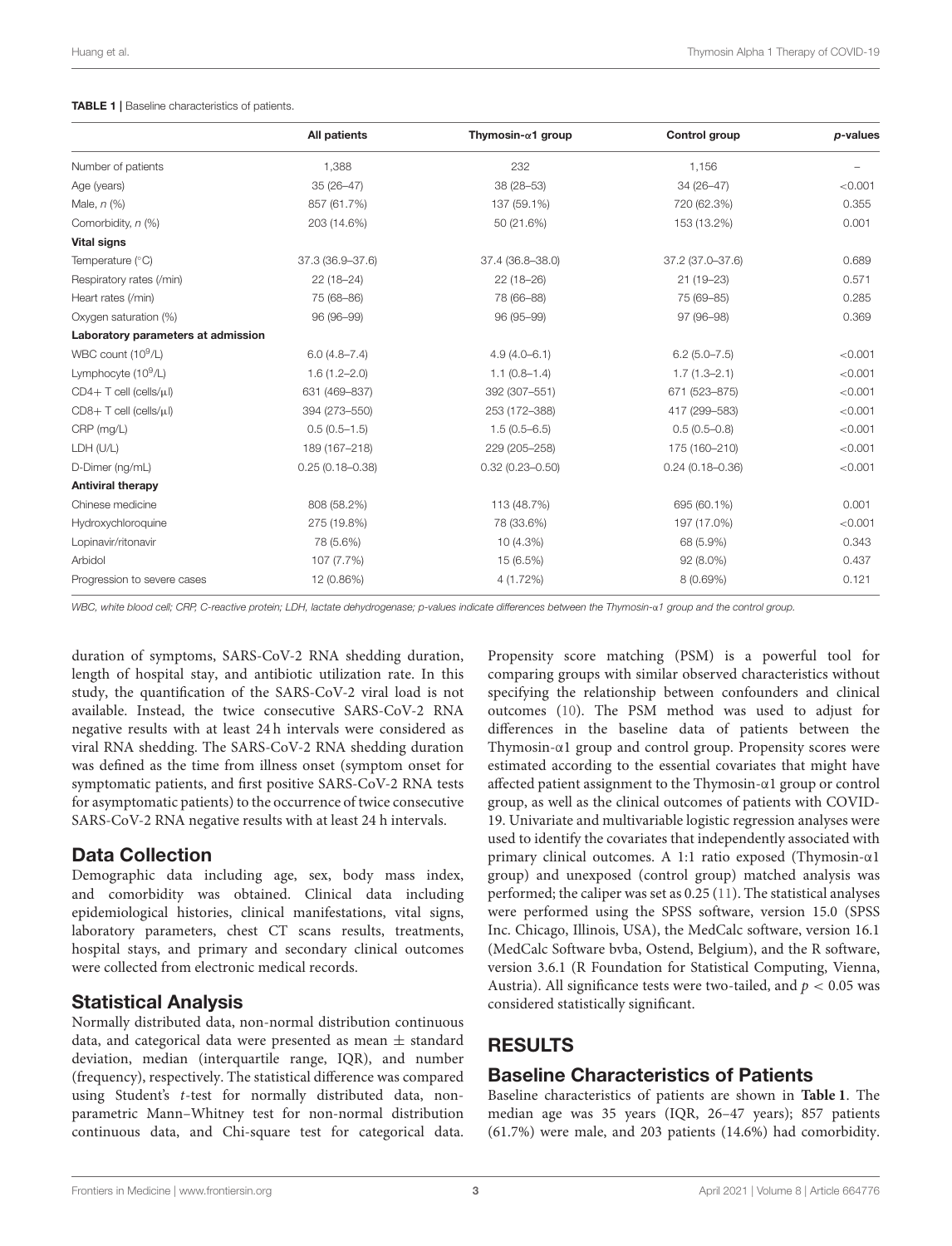**TABLE 1** | Baseline characteristics of patients.

| | All patients | Thymosin-α1 group | Control group | *p*-values |
|---|---|---|---|---|
| Number of patients | 1,388 | 232 | 1,156 | – |
| Age (years) | 35 (26–47) | 38 (28–53) | 34 (26–47) | <0.001 |
| Male, *n* (%) | 857 (61.7%) | 137 (59.1%) | 720 (62.3%) | 0.355 |
| Comorbidity, *n* (%) | 203 (14.6%) | 50 (21.6%) | 153 (13.2%) | 0.001 |
| **Vital signs** | | | | |
| Temperature (°C) | 37.3 (36.9–37.6) | 37.4 (36.8–38.0) | 37.2 (37.0–37.6) | 0.689 |
| Respiratory rates (/min) | 22 (18–24) | 22 (18–26) | 21 (19–23) | 0.571 |
| Heart rates (/min) | 75 (68–86) | 78 (66–88) | 75 (69–85) | 0.285 |
| Oxygen saturation (%) | 96 (96–99) | 96 (95–99) | 97 (96–98) | 0.369 |
| **Laboratory parameters at admission** | | | | |
| WBC count ($10^9$/L) | 6.0 (4.8–7.4) | 4.9 (4.0–6.1) | 6.2 (5.0–7.5) | <0.001 |
| Lymphocyte ($10^9$/L) | 1.6 (1.2–2.0) | 1.1 (0.8–1.4) | 1.7 (1.3–2.1) | <0.001 |
| CD4+ T cell (cells/μl) | 631 (469–837) | 392 (307–551) | 671 (523–875) | <0.001 |
| CD8+ T cell (cells/μl) | 394 (273–550) | 253 (172–388) | 417 (299–583) | <0.001 |
| CRP (mg/L) | 0.5 (0.5–1.5) | 1.5 (0.5–6.5) | 0.5 (0.5–0.8) | <0.001 |
| LDH (U/L) | 189 (167–218) | 229 (205–258) | 175 (160–210) | <0.001 |
| D-Dimer (ng/mL) | 0.25 (0.18–0.38) | 0.32 (0.23–0.50) | 0.24 (0.18–0.36) | <0.001 |
| **Antiviral therapy** | | | | |
| Chinese medicine | 808 (58.2%) | 113 (48.7%) | 695 (60.1%) | 0.001 |
| Hydroxychloroquine | 275 (19.8%) | 78 (33.6%) | 197 (17.0%) | <0.001 |
| Lopinavir/ritonavir | 78 (5.6%) | 10 (4.3%) | 68 (5.9%) | 0.343 |
| Arbidol | 107 (7.7%) | 15 (6.5%) | 92 (8.0%) | 0.437 |
| Progression to severe cases | 12 (0.86%) | 4 (1.72%) | 8 (0.69%) | 0.121 |

*WBC, white blood cell; CRP, C-reactive protein; LDH, lactate dehydrogenase; p-values indicate differences between the Thymosin-α1 group and the control group.*

duration of symptoms, SARS-CoV-2 RNA shedding duration, length of hospital stay, and antibiotic utilization rate. In this study, the quantification of the SARS-CoV-2 viral load is not available. Instead, the twice consecutive SARS-CoV-2 RNA negative results with at least 24 h intervals were considered as viral RNA shedding. The SARS-CoV-2 RNA shedding duration was defined as the time from illness onset (symptom onset for symptomatic patients, and first positive SARS-CoV-2 RNA tests for asymptomatic patients) to the occurrence of twice consecutive SARS-CoV-2 RNA negative results with at least 24 h intervals.

## Data Collection

Demographic data including age, sex, body mass index, and comorbidity was obtained. Clinical data including epidemiological histories, clinical manifestations, vital signs, laboratory parameters, chest CT scans results, treatments, hospital stays, and primary and secondary clinical outcomes were collected from electronic medical records.

## Statistical Analysis

Normally distributed data, non-normal distribution continuous data, and categorical data were presented as mean ± standard deviation, median (interquartile range, IQR), and number (frequency), respectively. The statistical difference was compared using Student's *t*-test for normally distributed data, non-parametric Mann–Whitney test for non-normal distribution continuous data, and Chi-square test for categorical data. Propensity score matching (PSM) is a powerful tool for comparing groups with similar observed characteristics without specifying the relationship between confounders and clinical outcomes (10). The PSM method was used to adjust for differences in the baseline data of patients between the Thymosin-α1 group and control group. Propensity scores were estimated according to the essential covariates that might have affected patient assignment to the Thymosin-α1 group or control group, as well as the clinical outcomes of patients with COVID-19. Univariate and multivariable logistic regression analyses were used to identify the covariates that independently associated with primary clinical outcomes. A 1:1 ratio exposed (Thymosin-α1 group) and unexposed (control group) matched analysis was performed; the caliper was set as 0.25 (11). The statistical analyses were performed using the SPSS software, version 15.0 (SPSS Inc. Chicago, Illinois, USA), the MedCalc software, version 16.1 (MedCalc Software bvba, Ostend, Belgium), and the R software, version 3.6.1 (R Foundation for Statistical Computing, Vienna, Austria). All significance tests were two-tailed, and $p < 0.05$ was considered statistically significant.

# RESULTS

## Baseline Characteristics of Patients

Baseline characteristics of patients are shown in **Table 1**. The median age was 35 years (IQR, 26–47 years); 857 patients (61.7%) were male, and 203 patients (14.6%) had comorbidity.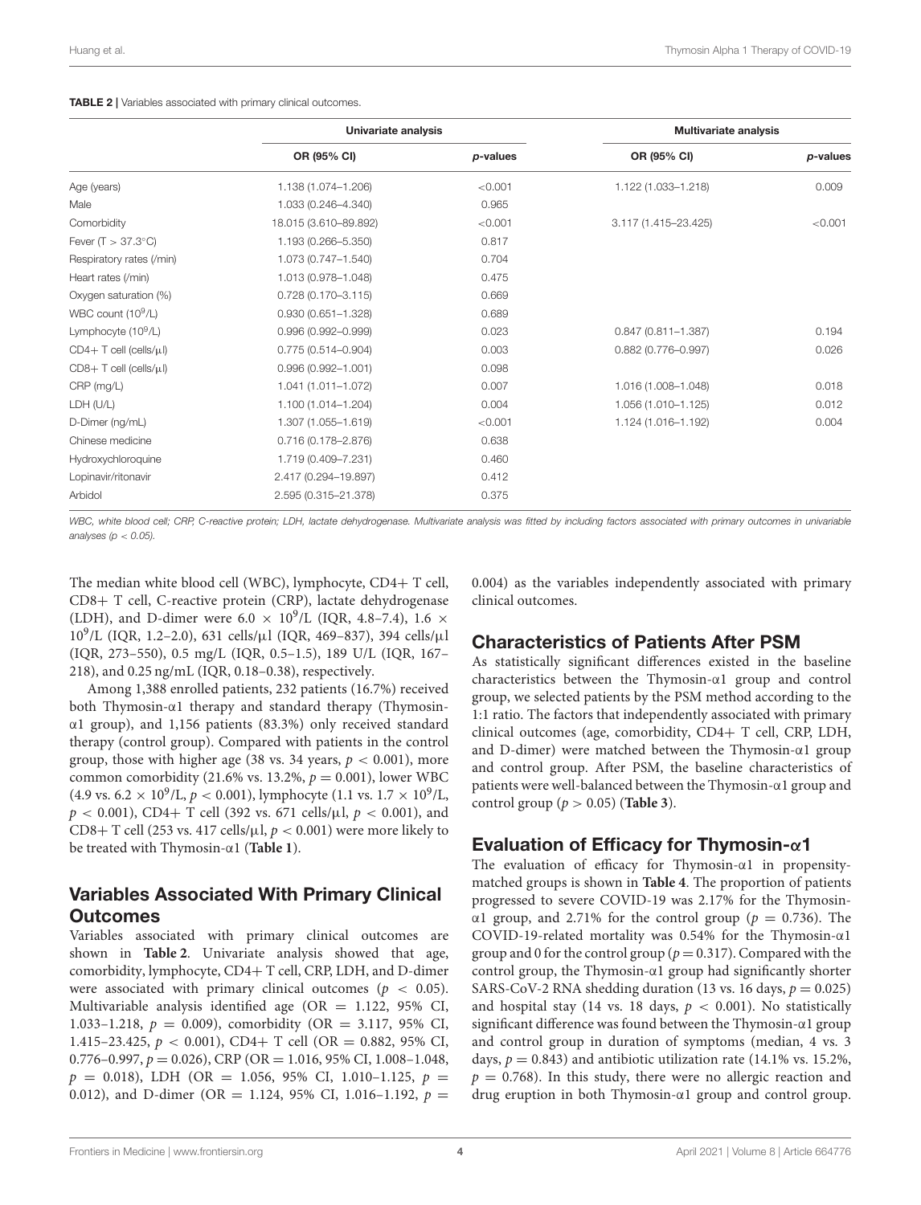**TABLE 2 |** Variables associated with primary clinical outcomes.

| | Univariate analysis | | Multivariate analysis | |
|---|---|---|---|---|
| | OR (95% CI) | *p*-values | OR (95% CI) | *p*-values |
| Age (years) | 1.138 (1.074–1.206) | <0.001 | 1.122 (1.033–1.218) | 0.009 |
| Male | 1.033 (0.246–4.340) | 0.965 | | |
| Comorbidity | 18.015 (3.610–89.892) | <0.001 | 3.117 (1.415–23.425) | <0.001 |
| Fever (T > 37.3°C) | 1.193 (0.266–5.350) | 0.817 | | |
| Respiratory rates (/min) | 1.073 (0.747–1.540) | 0.704 | | |
| Heart rates (/min) | 1.013 (0.978–1.048) | 0.475 | | |
| Oxygen saturation (%) | 0.728 (0.170–3.115) | 0.669 | | |
| WBC count ($10^9$/L) | 0.930 (0.651–1.328) | 0.689 | | |
| Lymphocyte ($10^9$/L) | 0.996 (0.992–0.999) | 0.023 | 0.847 (0.811–1.387) | 0.194 |
| CD4+ T cell (cells/μl) | 0.775 (0.514–0.904) | 0.003 | 0.882 (0.776–0.997) | 0.026 |
| CD8+ T cell (cells/μl) | 0.996 (0.992–1.001) | 0.098 | | |
| CRP (mg/L) | 1.041 (1.011–1.072) | 0.007 | 1.016 (1.008–1.048) | 0.018 |
| LDH (U/L) | 1.100 (1.014–1.204) | 0.004 | 1.056 (1.010–1.125) | 0.012 |
| D-Dimer (ng/mL) | 1.307 (1.055–1.619) | <0.001 | 1.124 (1.016–1.192) | 0.004 |
| Chinese medicine | 0.716 (0.178–2.876) | 0.638 | | |
| Hydroxychloroquine | 1.719 (0.409–7.231) | 0.460 | | |
| Lopinavir/ritonavir | 2.417 (0.294–19.897) | 0.412 | | |
| Arbidol | 2.595 (0.315–21.378) | 0.375 | | |

*WBC, white blood cell; CRP, C-reactive protein; LDH, lactate dehydrogenase. Multivariate analysis was fitted by including factors associated with primary outcomes in univariable analyses ($p < 0.05$).*

The median white blood cell (WBC), lymphocyte, CD4+ T cell, CD8+ T cell, C-reactive protein (CRP), lactate dehydrogenase (LDH), and D-dimer were $6.0 \times 10^9$/L (IQR, 4.8–7.4), $1.6 \times 10^9$/L (IQR, 1.2–2.0), 631 cells/μl (IQR, 469–837), 394 cells/μl (IQR, 273–550), 0.5 mg/L (IQR, 0.5–1.5), 189 U/L (IQR, 167–218), and 0.25 ng/mL (IQR, 0.18–0.38), respectively.

Among 1,388 enrolled patients, 232 patients (16.7%) received both Thymosin-α1 therapy and standard therapy (Thymosin-α1 group), and 1,156 patients (83.3%) only received standard therapy (control group). Compared with patients in the control group, those with higher age (38 vs. 34 years, $p < 0.001$), more common comorbidity (21.6% vs. 13.2%, $p = 0.001$), lower WBC (4.9 vs. $6.2 \times 10^9$/L, $p < 0.001$), lymphocyte (1.1 vs. $1.7 \times 10^9$/L, $p < 0.001$), CD4+ T cell (392 vs. 671 cells/μl, $p < 0.001$), and CD8+ T cell (253 vs. 417 cells/μl, $p < 0.001$) were more likely to be treated with Thymosin-α1 (**Table 1**).

## Variables Associated With Primary Clinical Outcomes

Variables associated with primary clinical outcomes are shown in **Table 2**. Univariate analysis showed that age, comorbidity, lymphocyte, CD4+ T cell, CRP, LDH, and D-dimer were associated with primary clinical outcomes ($p < 0.05$). Multivariable analysis identified age (OR = 1.122, 95% CI, 1.033–1.218, $p = 0.009$), comorbidity (OR = 3.117, 95% CI, 1.415–23.425, $p < 0.001$), CD4+ T cell (OR = 0.882, 95% CI, 0.776–0.997, $p = 0.026$), CRP (OR = 1.016, 95% CI, 1.008–1.048, $p = 0.018$), LDH (OR = 1.056, 95% CI, 1.010–1.125, $p = 0.012$), and D-dimer (OR = 1.124, 95% CI, 1.016–1.192, $p = 0.004$) as the variables independently associated with primary clinical outcomes.

## Characteristics of Patients After PSM

As statistically significant differences existed in the baseline characteristics between the Thymosin-α1 group and control group, we selected patients by the PSM method according to the 1:1 ratio. The factors that independently associated with primary clinical outcomes (age, comorbidity, CD4+ T cell, CRP, LDH, and D-dimer) were matched between the Thymosin-α1 group and control group. After PSM, the baseline characteristics of patients were well-balanced between the Thymosin-α1 group and control group ($p > 0.05$) (**Table 3**).

## Evaluation of Efficacy for Thymosin-α1

The evaluation of efficacy for Thymosin-α1 in propensity-matched groups is shown in **Table 4**. The proportion of patients progressed to severe COVID-19 was 2.17% for the Thymosin-α1 group, and 2.71% for the control group ($p = 0.736$). The COVID-19-related mortality was 0.54% for the Thymosin-α1 group and 0 for the control group ($p = 0.317$). Compared with the control group, the Thymosin-α1 group had significantly shorter SARS-CoV-2 RNA shedding duration (13 vs. 16 days, $p = 0.025$) and hospital stay (14 vs. 18 days, $p < 0.001$). No statistically significant difference was found between the Thymosin-α1 group and control group in duration of symptoms (median, 4 vs. 3 days, $p = 0.843$) and antibiotic utilization rate (14.1% vs. 15.2%, $p = 0.768$). In this study, there were no allergic reaction and drug eruption in both Thymosin-α1 group and control group.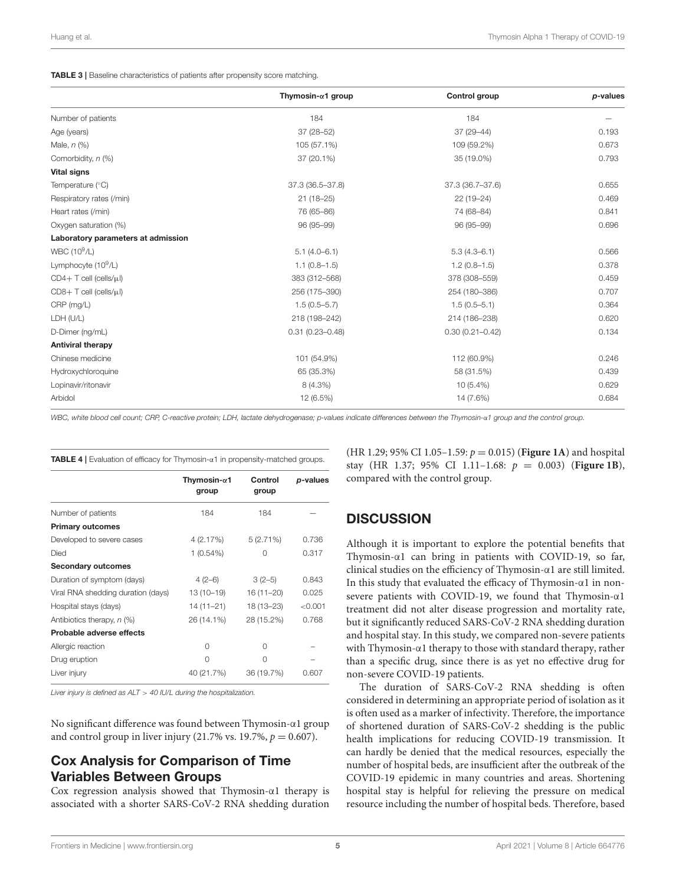**TABLE 3 |** Baseline characteristics of patients after propensity score matching.

| | Thymosin-α1 group | Control group | *p*-values |
|---|---|---|---|
| Number of patients | 184 | 184 | — |
| Age (years) | 37 (28–52) | 37 (29–44) | 0.193 |
| Male, *n* (%) | 105 (57.1%) | 109 (59.2%) | 0.673 |
| Comorbidity, *n* (%) | 37 (20.1%) | 35 (19.0%) | 0.793 |
| **Vital signs** | | | |
| Temperature (°C) | 37.3 (36.5–37.8) | 37.3 (36.7–37.6) | 0.655 |
| Respiratory rates (/min) | 21 (18–25) | 22 (19–24) | 0.469 |
| Heart rates (/min) | 76 (65–86) | 74 (68–84) | 0.841 |
| Oxygen saturation (%) | 96 (95–99) | 96 (95–99) | 0.696 |
| **Laboratory parameters at admission** | | | |
| WBC ($10^9$/L) | 5.1 (4.0–6.1) | 5.3 (4.3–6.1) | 0.566 |
| Lymphocyte ($10^9$/L) | 1.1 (0.8–1.5) | 1.2 (0.8–1.5) | 0.378 |
| CD4+ T cell (cells/μl) | 383 (312–568) | 378 (308–559) | 0.459 |
| CD8+ T cell (cells/μl) | 256 (175–390) | 254 (180–386) | 0.707 |
| CRP (mg/L) | 1.5 (0.5–5.7) | 1.5 (0.5–5.1) | 0.364 |
| LDH (U/L) | 218 (198–242) | 214 (186–238) | 0.620 |
| D-Dimer (ng/mL) | 0.31 (0.23–0.48) | 0.30 (0.21–0.42) | 0.134 |
| **Antiviral therapy** | | | |
| Chinese medicine | 101 (54.9%) | 112 (60.9%) | 0.246 |
| Hydroxychloroquine | 65 (35.3%) | 58 (31.5%) | 0.439 |
| Lopinavir/ritonavir | 8 (4.3%) | 10 (5.4%) | 0.629 |
| Arbidol | 12 (6.5%) | 14 (7.6%) | 0.684 |

*WBC, white blood cell count; CRP, C-reactive protein; LDH, lactate dehydrogenase; p-values indicate differences between the Thymosin-α1 group and the control group.*

**TABLE 4 |** Evaluation of efficacy for Thymosin-α1 in propensity-matched groups.

| | Thymosin-α1 group | Control group | *p*-values |
|---|---|---|---|
| Number of patients | 184 | 184 | — |
| **Primary outcomes** | | | |
| Developed to severe cases | 4 (2.17%) | 5 (2.71%) | 0.736 |
| Died | 1 (0.54%) | 0 | 0.317 |
| **Secondary outcomes** | | | |
| Duration of symptom (days) | 4 (2–6) | 3 (2–5) | 0.843 |
| Viral RNA shedding duration (days) | 13 (10–19) | 16 (11–20) | 0.025 |
| Hospital stays (days) | 14 (11–21) | 18 (13–23) | <0.001 |
| Antibiotics therapy, *n* (%) | 26 (14.1%) | 28 (15.2%) | 0.768 |
| **Probable adverse effects** | | | |
| Allergic reaction | 0 | 0 | – |
| Drug eruption | 0 | 0 | – |
| Liver injury | 40 (21.7%) | 36 (19.7%) | 0.607 |

*Liver injury is defined as ALT > 40 IU/L during the hospitalization.*

No significant difference was found between Thymosin-α1 group and control group in liver injury (21.7% vs. 19.7%, $p = 0.607$).

## Cox Analysis for Comparison of Time Variables Between Groups

Cox regression analysis showed that Thymosin-α1 therapy is associated with a shorter SARS-CoV-2 RNA shedding duration (HR 1.29; 95% CI 1.05–1.59: $p = 0.015$) (**Figure 1A**) and hospital stay (HR 1.37; 95% CI 1.11–1.68: $p = 0.003$) (**Figure 1B**), compared with the control group.

# DISCUSSION

Although it is important to explore the potential benefits that Thymosin-α1 can bring in patients with COVID-19, so far, clinical studies on the efficiency of Thymosin-α1 are still limited. In this study that evaluated the efficacy of Thymosin-α1 in non-severe patients with COVID-19, we found that Thymosin-α1 treatment did not alter disease progression and mortality rate, but it significantly reduced SARS-CoV-2 RNA shedding duration and hospital stay. In this study, we compared non-severe patients with Thymosin-α1 therapy to those with standard therapy, rather than a specific drug, since there is as yet no effective drug for non-severe COVID-19 patients.

The duration of SARS-CoV-2 RNA shedding is often considered in determining an appropriate period of isolation as it is often used as a marker of infectivity. Therefore, the importance of shortened duration of SARS-CoV-2 shedding is the public health implications for reducing COVID-19 transmission. It can hardly be denied that the medical resources, especially the number of hospital beds, are insufficient after the outbreak of the COVID-19 epidemic in many countries and areas. Shortening hospital stay is helpful for relieving the pressure on medical resource including the number of hospital beds. Therefore, based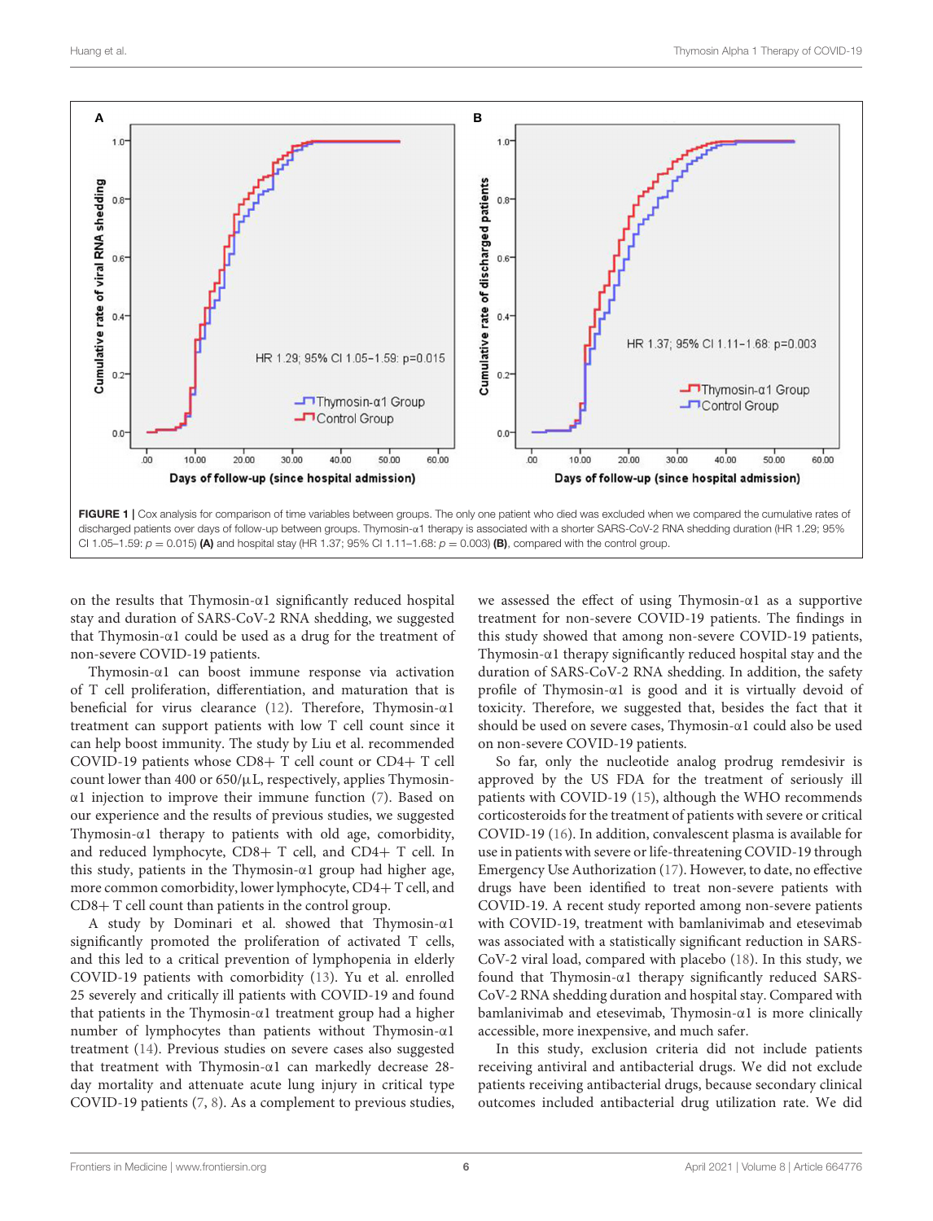FIGURE 1 | Cox analysis for comparison of time variables between groups. The only one patient who died was excluded when we compared the cumulative rates of discharged patients over days of follow-up between groups. Thymosin-α1 therapy is associated with a shorter SARS-CoV-2 RNA shedding duration (HR 1.29; 95% CI 1.05–1.59: $p = 0.015$) **(A)** and hospital stay (HR 1.37; 95% CI 1.11–1.68: $p = 0.003$) **(B)**, compared with the control group.

on the results that Thymosin-α1 significantly reduced hospital stay and duration of SARS-CoV-2 RNA shedding, we suggested that Thymosin-α1 could be used as a drug for the treatment of non-severe COVID-19 patients.

Thymosin-α1 can boost immune response via activation of T cell proliferation, differentiation, and maturation that is beneficial for virus clearance (12). Therefore, Thymosin-α1 treatment can support patients with low T cell count since it can help boost immunity. The study by Liu et al. recommended COVID-19 patients whose CD8+ T cell count or CD4+ T cell count lower than 400 or 650/μL, respectively, applies Thymosin-α1 injection to improve their immune function (7). Based on our experience and the results of previous studies, we suggested Thymosin-α1 therapy to patients with old age, comorbidity, and reduced lymphocyte, CD8+ T cell, and CD4+ T cell. In this study, patients in the Thymosin-α1 group had higher age, more common comorbidity, lower lymphocyte, CD4+ T cell, and CD8+ T cell count than patients in the control group.

A study by Dominari et al. showed that Thymosin-α1 significantly promoted the proliferation of activated T cells, and this led to a critical prevention of lymphopenia in elderly COVID-19 patients with comorbidity (13). Yu et al. enrolled 25 severely and critically ill patients with COVID-19 and found that patients in the Thymosin-α1 treatment group had a higher number of lymphocytes than patients without Thymosin-α1 treatment (14). Previous studies on severe cases also suggested that treatment with Thymosin-α1 can markedly decrease 28-day mortality and attenuate acute lung injury in critical type COVID-19 patients (7, 8). As a complement to previous studies, we assessed the effect of using Thymosin-α1 as a supportive treatment for non-severe COVID-19 patients. The findings in this study showed that among non-severe COVID-19 patients, Thymosin-α1 therapy significantly reduced hospital stay and the duration of SARS-CoV-2 RNA shedding. In addition, the safety profile of Thymosin-α1 is good and it is virtually devoid of toxicity. Therefore, we suggested that, besides the fact that it should be used on severe cases, Thymosin-α1 could also be used on non-severe COVID-19 patients.

So far, only the nucleotide analog prodrug remdesivir is approved by the US FDA for the treatment of seriously ill patients with COVID-19 (15), although the WHO recommends corticosteroids for the treatment of patients with severe or critical COVID-19 (16). In addition, convalescent plasma is available for use in patients with severe or life-threatening COVID-19 through Emergency Use Authorization (17). However, to date, no effective drugs have been identified to treat non-severe patients with COVID-19. A recent study reported among non-severe patients with COVID-19, treatment with bamlanivimab and etesevimab was associated with a statistically significant reduction in SARS-CoV-2 viral load, compared with placebo (18). In this study, we found that Thymosin-α1 therapy significantly reduced SARS-CoV-2 RNA shedding duration and hospital stay. Compared with bamlanivimab and etesevimab, Thymosin-α1 is more clinically accessible, more inexpensive, and much safer.

In this study, exclusion criteria did not include patients receiving antiviral and antibacterial drugs. We did not exclude patients receiving antibacterial drugs, because secondary clinical outcomes included antibacterial drug utilization rate. We did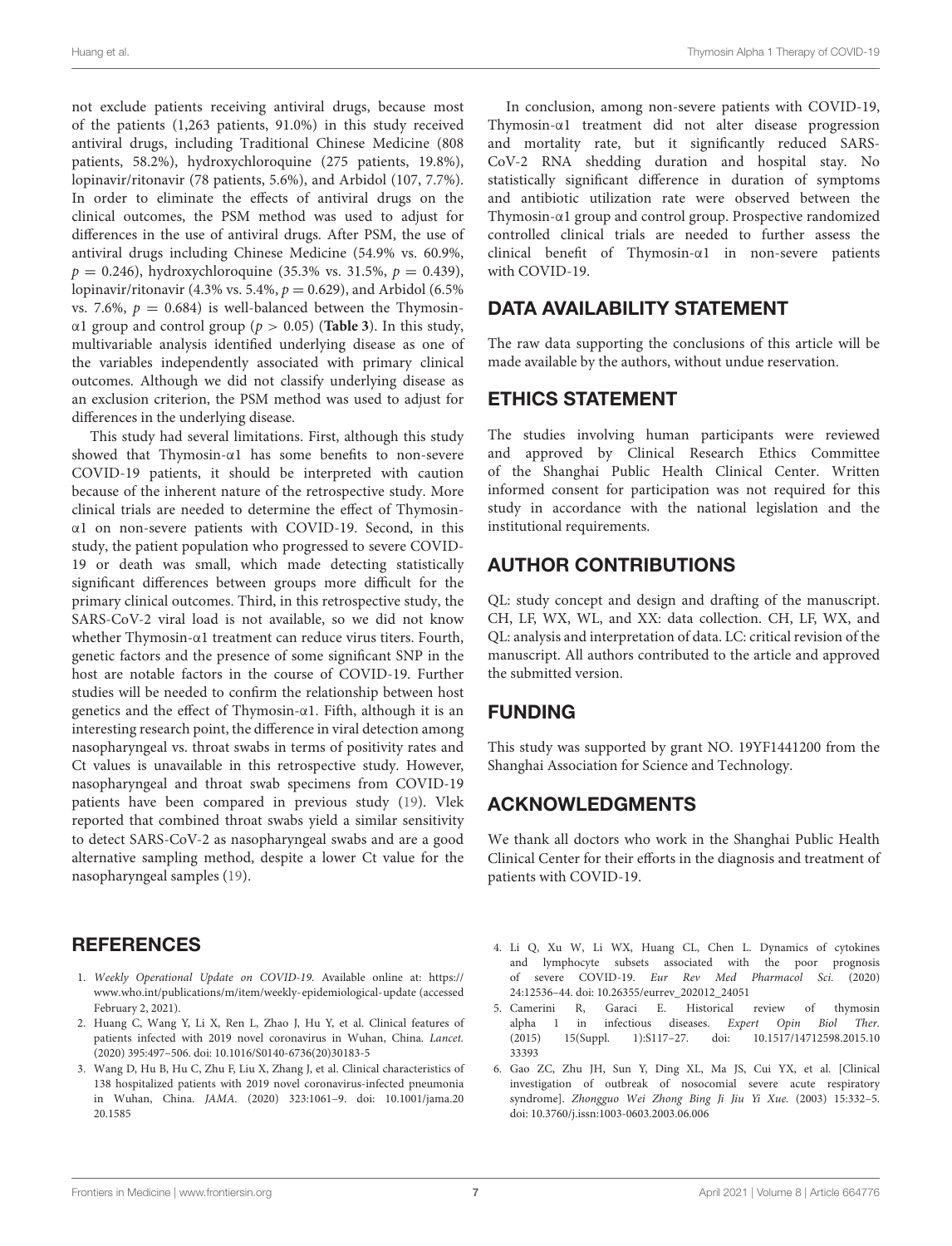not exclude patients receiving antiviral drugs, because most of the patients (1,263 patients, 91.0%) in this study received antiviral drugs, including Traditional Chinese Medicine (808 patients, 58.2%), hydroxychloroquine (275 patients, 19.8%), lopinavir/ritonavir (78 patients, 5.6%), and Arbidol (107, 7.7%). In order to eliminate the effects of antiviral drugs on the clinical outcomes, the PSM method was used to adjust for differences in the use of antiviral drugs. After PSM, the use of antiviral drugs including Chinese Medicine (54.9% vs. 60.9%, $p = 0.246$), hydroxychloroquine (35.3% vs. 31.5%, $p = 0.439$), lopinavir/ritonavir (4.3% vs. 5.4%, $p = 0.629$), and Arbidol (6.5% vs. 7.6%, $p = 0.684$) is well-balanced between the Thymosin-α1 group and control group ($p > 0.05$) (**Table 3**). In this study, multivariable analysis identified underlying disease as one of the variables independently associated with primary clinical outcomes. Although we did not classify underlying disease as an exclusion criterion, the PSM method was used to adjust for differences in the underlying disease.

This study had several limitations. First, although this study showed that Thymosin-α1 has some benefits to non-severe COVID-19 patients, it should be interpreted with caution because of the inherent nature of the retrospective study. More clinical trials are needed to determine the effect of Thymosin-α1 on non-severe patients with COVID-19. Second, in this study, the patient population who progressed to severe COVID-19 or death was small, which made detecting statistically significant differences between groups more difficult for the primary clinical outcomes. Third, in this retrospective study, the SARS-CoV-2 viral load is not available, so we did not know whether Thymosin-α1 treatment can reduce virus titers. Fourth, genetic factors and the presence of some significant SNP in the host are notable factors in the course of COVID-19. Further studies will be needed to confirm the relationship between host genetics and the effect of Thymosin-α1. Fifth, although it is an interesting research point, the difference in viral detection among nasopharyngeal vs. throat swabs in terms of positivity rates and Ct values is unavailable in this retrospective study. However, nasopharyngeal and throat swab specimens from COVID-19 patients have been compared in previous study (19). Vlek reported that combined throat swabs yield a similar sensitivity to detect SARS-CoV-2 as nasopharyngeal swabs and are a good alternative sampling method, despite a lower Ct value for the nasopharyngeal samples (19).

In conclusion, among non-severe patients with COVID-19, Thymosin-α1 treatment did not alter disease progression and mortality rate, but it significantly reduced SARS-CoV-2 RNA shedding duration and hospital stay. No statistically significant difference in duration of symptoms and antibiotic utilization rate were observed between the Thymosin-α1 group and control group. Prospective randomized controlled clinical trials are needed to further assess the clinical benefit of Thymosin-α1 in non-severe patients with COVID-19.

## DATA AVAILABILITY STATEMENT

The raw data supporting the conclusions of this article will be made available by the authors, without undue reservation.

## ETHICS STATEMENT

The studies involving human participants were reviewed and approved by Clinical Research Ethics Committee of the Shanghai Public Health Clinical Center. Written informed consent for participation was not required for this study in accordance with the national legislation and the institutional requirements.

## AUTHOR CONTRIBUTIONS

QL: study concept and design and drafting of the manuscript. CH, LF, WX, WL, and XX: data collection. CH, LF, WX, and QL: analysis and interpretation of data. LC: critical revision of the manuscript. All authors contributed to the article and approved the submitted version.

## FUNDING

This study was supported by grant NO. 19YF1441200 from the Shanghai Association for Science and Technology.

## ACKNOWLEDGMENTS

We thank all doctors who work in the Shanghai Public Health Clinical Center for their efforts in the diagnosis and treatment of patients with COVID-19.

## REFERENCES

1. *Weekly Operational Update on COVID-19*. Available online at: https://www.who.int/publications/m/item/weekly-epidemiological-update (accessed February 2, 2021).
2. Huang C, Wang Y, Li X, Ren L, Zhao J, Hu Y, et al. Clinical features of patients infected with 2019 novel coronavirus in Wuhan, China. *Lancet.* (2020) 395:497–506. doi: 10.1016/S0140-6736(20)30183-5
3. Wang D, Hu B, Hu C, Zhu F, Liu X, Zhang J, et al. Clinical characteristics of 138 hospitalized patients with 2019 novel coronavirus-infected pneumonia in Wuhan, China. *JAMA.* (2020) 323:1061–9. doi: 10.1001/jama.2020.1585
4. Li Q, Xu W, Li WX, Huang CL, Chen L. Dynamics of cytokines and lymphocyte subsets associated with the poor prognosis of severe COVID-19. *Eur Rev Med Pharmacol Sci.* (2020) 24:12536–44. doi: 10.26355/eurrev_202012_24051
5. Camerini R, Garaci E. Historical review of thymosin alpha 1 in infectious diseases. *Expert Opin Biol Ther.* (2015) 15(Suppl. 1):S117–27. doi: 10.1517/14712598.2015.1033393
6. Gao ZC, Zhu JH, Sun Y, Ding XL, Ma JS, Cui YX, et al. [Clinical investigation of outbreak of nosocomial severe acute respiratory syndrome]. *Zhongguo Wei Zhong Bing Ji Jiu Yi Xue.* (2003) 15:332–5. doi: 10.3760/j.issn:1003-0603.2003.06.006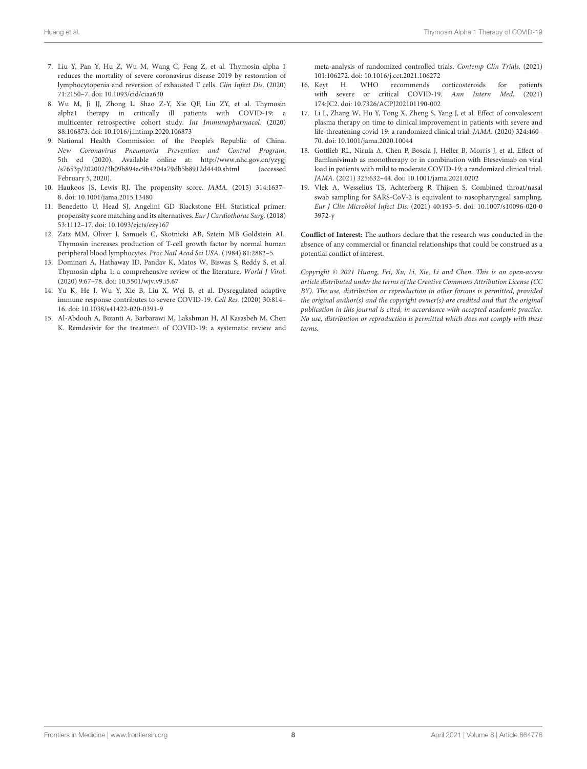7. Liu Y, Pan Y, Hu Z, Wu M, Wang C, Feng Z, et al. Thymosin alpha 1 reduces the mortality of severe coronavirus disease 2019 by restoration of lymphocytopenia and reversion of exhausted T cells. *Clin Infect Dis.* (2020) 71:2150–7. doi: 10.1093/cid/ciaa630
8. Wu M, Ji JJ, Zhong L, Shao Z-Y, Xie QF, Liu ZY, et al. Thymosin alpha1 therapy in critically ill patients with COVID-19: a multicenter retrospective cohort study. *Int Immunopharmacol.* (2020) 88:106873. doi: 10.1016/j.intimp.2020.106873
9. National Health Commission of the People's Republic of China. *New Coronavirus Pneumonia Prevention and Control Program*. 5th ed (2020). Available online at: http://www.nhc.gov.cn/yzygj/s7653p/202002/3b09b894ac9b4204a79db5b8912d4440.shtml (accessed February 5, 2020).
10. Haukoos JS, Lewis RJ. The propensity score. *JAMA.* (2015) 314:1637–8. doi: 10.1001/jama.2015.13480
11. Benedetto U, Head SJ, Angelini GD Blackstone EH. Statistical primer: propensity score matching and its alternatives. *Eur J Cardiothorac Surg.* (2018) 53:1112–17. doi: 10.1093/ejcts/ezy167
12. Zatz MM, Oliver J, Samuels C, Skotnicki AB, Sztein MB Goldstein AL. Thymosin increases production of T-cell growth factor by normal human peripheral blood lymphocytes. *Proc Natl Acad Sci USA.* (1984) 81:2882–5.
13. Dominari A, Hathaway ID, Pandav K, Matos W, Biswas S, Reddy S, et al. Thymosin alpha 1: a comprehensive review of the literature. *World J Virol.* (2020) 9:67–78. doi: 10.5501/wjv.v9.i5.67
14. Yu K, He J, Wu Y, Xie B, Liu X, Wei B, et al. Dysregulated adaptive immune response contributes to severe COVID-19. *Cell Res.* (2020) 30:814–16. doi: 10.1038/s41422-020-0391-9
15. Al-Abdouh A, Bizanti A, Barbarawi M, Lakshman H, Al Kasasbeh M, Chen K. Remdesivir for the treatment of COVID-19: a systematic review and meta-analysis of randomized controlled trials. *Contemp Clin Trials.* (2021) 101:106272. doi: 10.1016/j.cct.2021.106272
16. Keyt H. WHO recommends corticosteroids for patients with severe or critical COVID-19. *Ann Intern Med.* (2021) 174:JC2. doi: 10.7326/ACPJ202101190-002
17. Li L, Zhang W, Hu Y, Tong X, Zheng S, Yang J, et al. Effect of convalescent plasma therapy on time to clinical improvement in patients with severe and life-threatening covid-19: a randomized clinical trial. *JAMA.* (2020) 324:460–70. doi: 10.1001/jama.2020.10044
18. Gottlieb RL, Nirula A, Chen P, Boscia J, Heller B, Morris J, et al. Effect of Bamlanivimab as monotherapy or in combination with Etesevimab on viral load in patients with mild to moderate COVID-19: a randomized clinical trial. *JAMA.* (2021) 325:632–44. doi: 10.1001/jama.2021.0202
19. Vlek A, Wesselius TS, Achterberg R Thijsen S. Combined throat/nasal swab sampling for SARS-CoV-2 is equivalent to nasopharyngeal sampling. *Eur J Clin Microbiol Infect Dis.* (2021) 40:193–5. doi: 10.1007/s10096-020-03972-y

**Conflict of Interest:** The authors declare that the research was conducted in the absence of any commercial or financial relationships that could be construed as a potential conflict of interest.

*Copyright © 2021 Huang, Fei, Xu, Li, Xie, Li and Chen. This is an open-access article distributed under the terms of the Creative Commons Attribution License (CC BY). The use, distribution or reproduction in other forums is permitted, provided the original author(s) and the copyright owner(s) are credited and that the original publication in this journal is cited, in accordance with accepted academic practice. No use, distribution or reproduction is permitted which does not comply with these terms.*